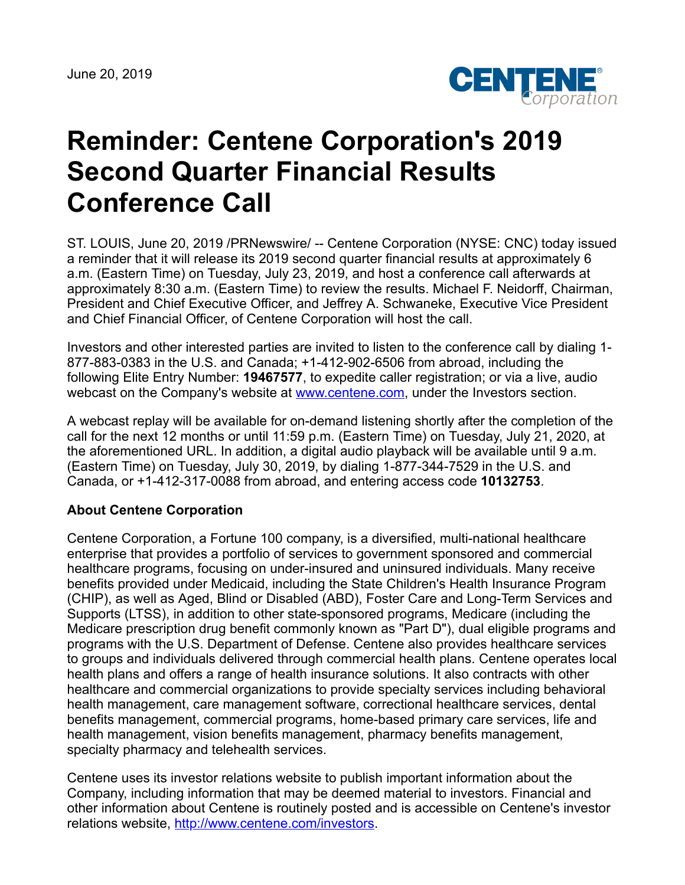June 20, 2019

# Reminder: Centene Corporation's 2019 Second Quarter Financial Results Conference Call

ST. LOUIS, June 20, 2019 /PRNewswire/ -- Centene Corporation (NYSE: CNC) today issued a reminder that it will release its 2019 second quarter financial results at approximately 6 a.m. (Eastern Time) on Tuesday, July 23, 2019, and host a conference call afterwards at approximately 8:30 a.m. (Eastern Time) to review the results. Michael F. Neidorff, Chairman, President and Chief Executive Officer, and Jeffrey A. Schwaneke, Executive Vice President and Chief Financial Officer, of Centene Corporation will host the call.

Investors and other interested parties are invited to listen to the conference call by dialing 1-877-883-0383 in the U.S. and Canada; +1-412-902-6506 from abroad, including the following Elite Entry Number: **19467577**, to expedite caller registration; or via a live, audio webcast on the Company's website at [www.centene.com](http://www.centene.com), under the Investors section.

A webcast replay will be available for on-demand listening shortly after the completion of the call for the next 12 months or until 11:59 p.m. (Eastern Time) on Tuesday, July 21, 2020, at the aforementioned URL. In addition, a digital audio playback will be available until 9 a.m. (Eastern Time) on Tuesday, July 30, 2019, by dialing 1-877-344-7529 in the U.S. and Canada, or +1-412-317-0088 from abroad, and entering access code **10132753**.

**About Centene Corporation**

Centene Corporation, a Fortune 100 company, is a diversified, multi-national healthcare enterprise that provides a portfolio of services to government sponsored and commercial healthcare programs, focusing on under-insured and uninsured individuals. Many receive benefits provided under Medicaid, including the State Children's Health Insurance Program (CHIP), as well as Aged, Blind or Disabled (ABD), Foster Care and Long-Term Services and Supports (LTSS), in addition to other state-sponsored programs, Medicare (including the Medicare prescription drug benefit commonly known as "Part D"), dual eligible programs and programs with the U.S. Department of Defense. Centene also provides healthcare services to groups and individuals delivered through commercial health plans. Centene operates local health plans and offers a range of health insurance solutions. It also contracts with other healthcare and commercial organizations to provide specialty services including behavioral health management, care management software, correctional healthcare services, dental benefits management, commercial programs, home-based primary care services, life and health management, vision benefits management, pharmacy benefits management, specialty pharmacy and telehealth services.

Centene uses its investor relations website to publish important information about the Company, including information that may be deemed material to investors. Financial and other information about Centene is routinely posted and is accessible on Centene's investor relations website, [http://www.centene.com/investors](http://www.centene.com/investors).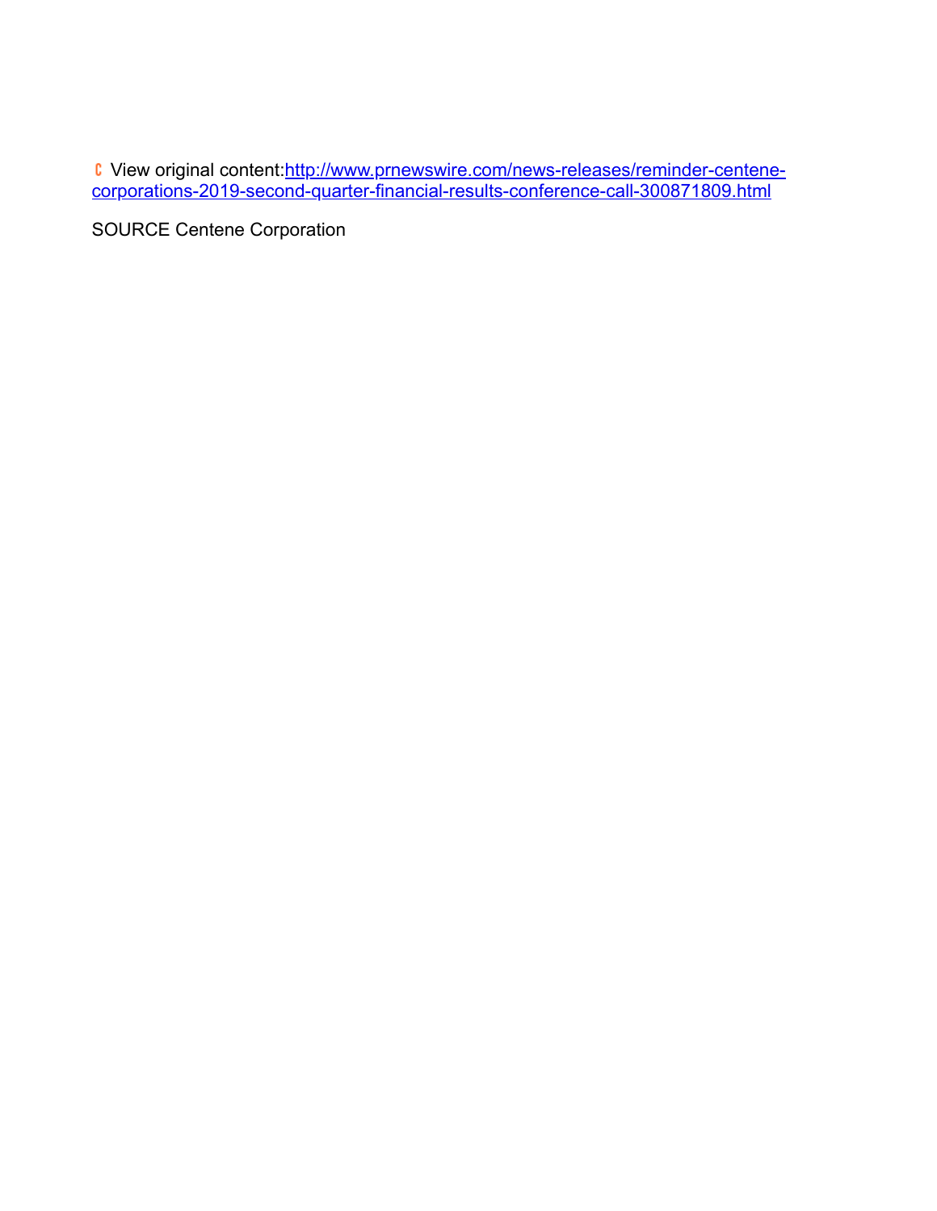View original content:http://www.prnewswire.com/news-releases/reminder-centene-corporations-2019-second-quarter-financial-results-conference-call-300871809.html

SOURCE Centene Corporation